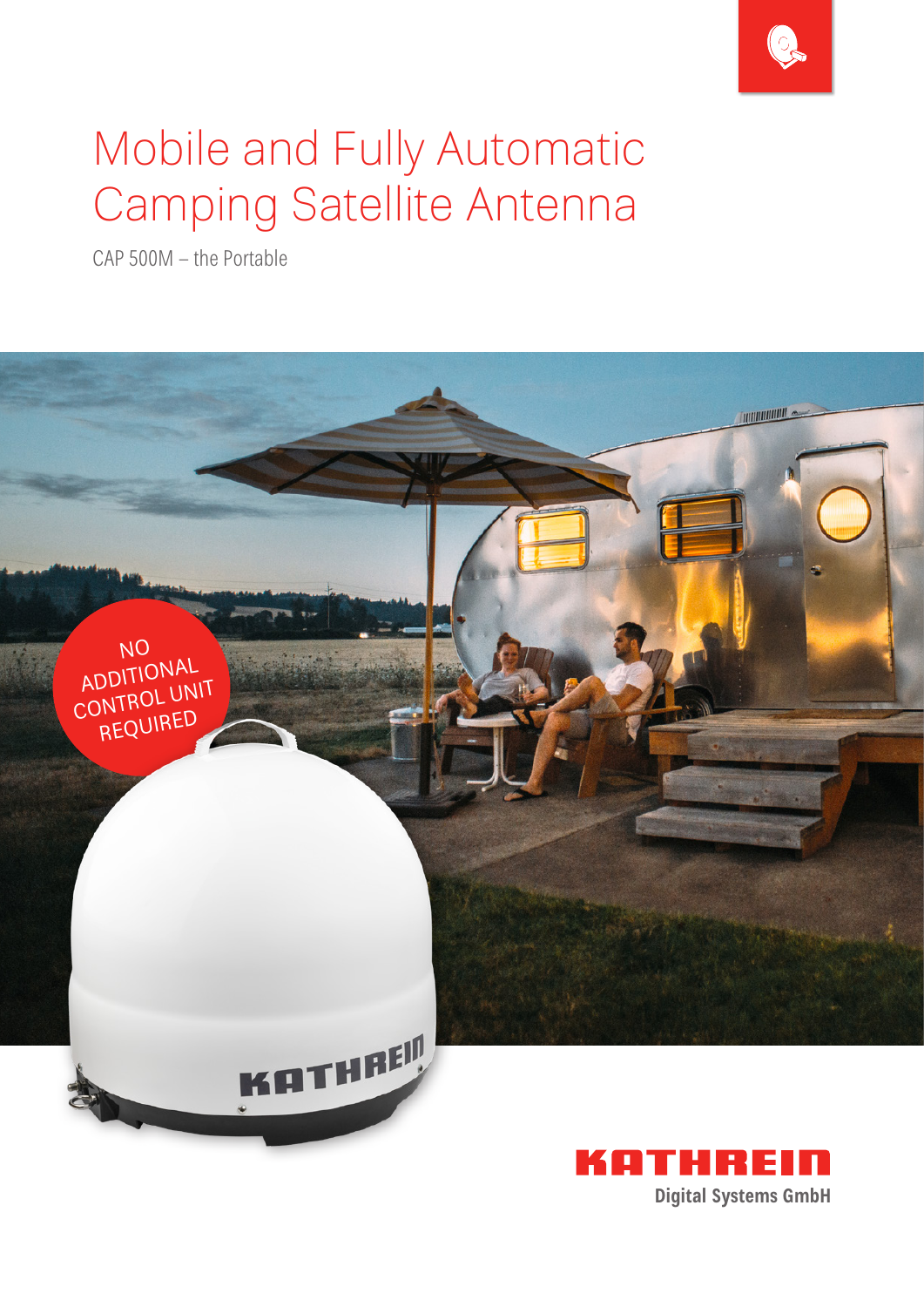# Mobile and Fully Automatic Camping Satellite Antenna

CAP 500M – the Portable

NO ADDITIONAL CONTROL UNIT REQUIRED

KATHREIN
Digital Systems GmbH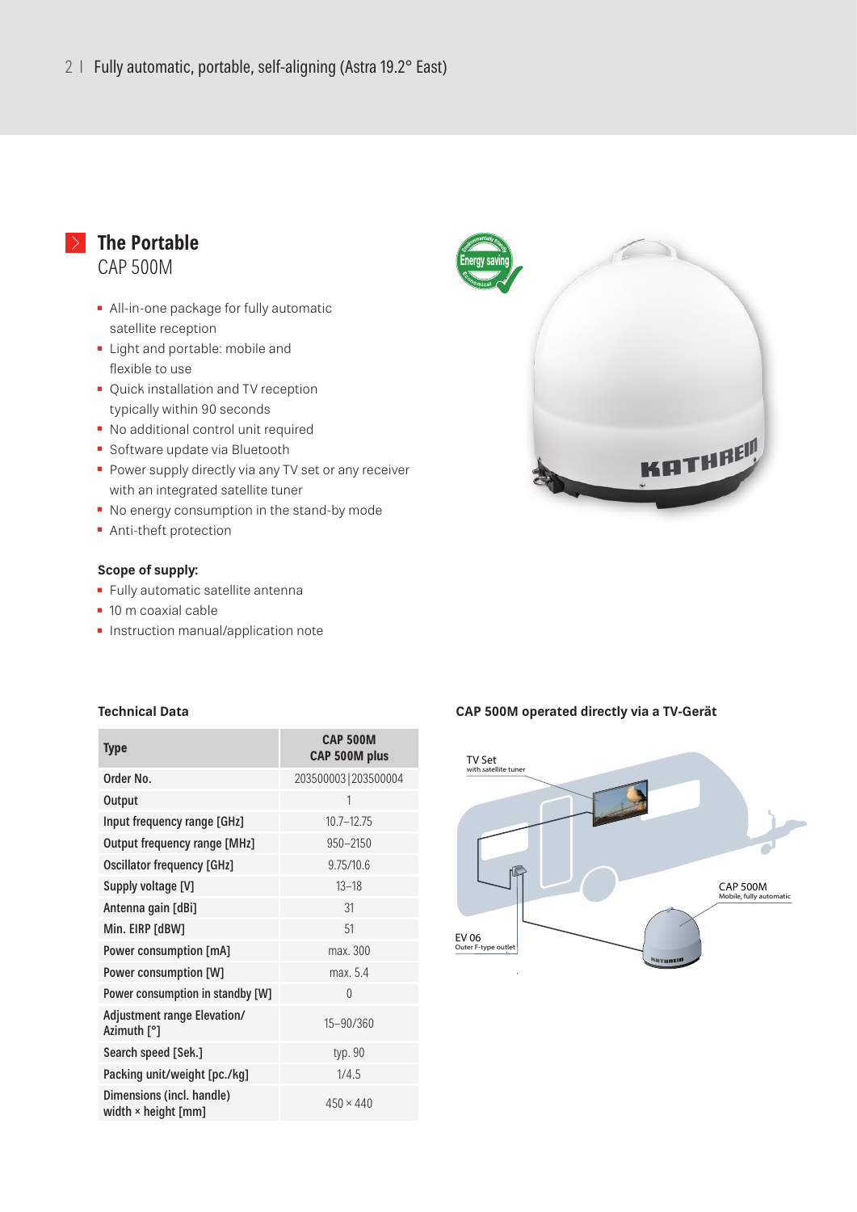## The Portable

CAP 500M

- All-in-one package for fully automatic satellite reception
- Light and portable: mobile and flexible to use
- Quick installation and TV reception typically within 90 seconds
- No additional control unit required
- Software update via Bluetooth
- Power supply directly via any TV set or any receiver with an integrated satellite tuner
- No energy consumption in the stand-by mode
- Anti-theft protection

**Scope of supply:**

- Fully automatic satellite antenna
- 10 m coaxial cable
- Instruction manual/application note

**Technical Data**

| Type | CAP 500M<br>CAP 500M plus |
|---|---|
| Order No. | 203500003 \| 203500004 |
| Output | 1 |
| Input frequency range [GHz] | 10.7–12.75 |
| Output frequency range [MHz] | 950–2150 |
| Oscillator frequency [GHz] | 9.75/10.6 |
| Supply voltage [V] | 13–18 |
| Antenna gain [dBi] | 31 |
| Min. EIRP [dBW] | 51 |
| Power consumption [mA] | max. 300 |
| Power consumption [W] | max. 5.4 |
| Power consumption in standby [W] | 0 |
| Adjustment range Elevation/ Azimuth [°] | 15–90/360 |
| Search speed [Sek.] | typ. 90 |
| Packing unit/weight [pc./kg] | 1/4.5 |
| Dimensions (incl. handle) width × height [mm] | 450 × 440 |

**CAP 500M operated directly via a TV-Gerät**

TV Set
with satellite tuner

CAP 500M
Mobile, fully automatic

EV 06
Outer F-type outlet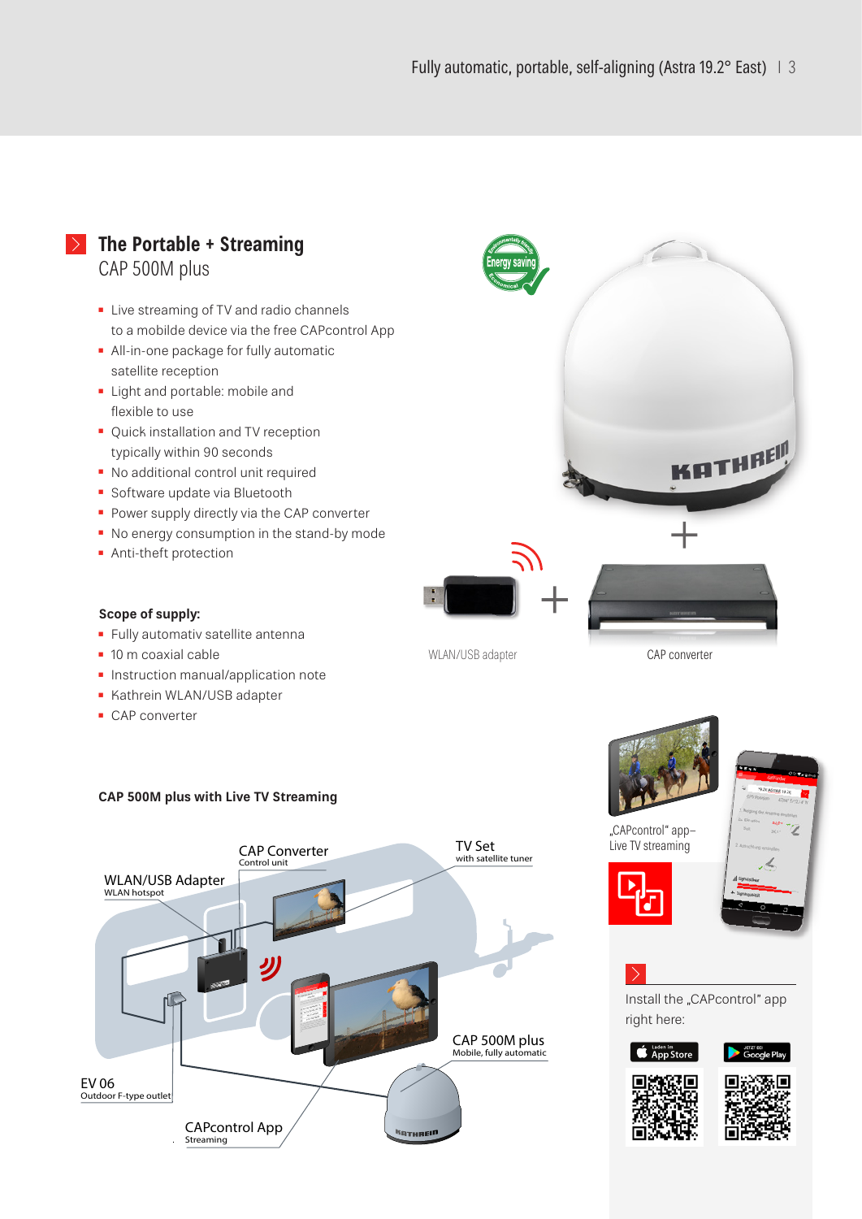## The Portable + Streaming

CAP 500M plus

- Live streaming of TV and radio channels to a mobilde device via the free CAPcontrol App
- All-in-one package for fully automatic satellite reception
- Light and portable: mobile and flexible to use
- Quick installation and TV reception typically within 90 seconds
- No additional control unit required
- Software update via Bluetooth
- Power supply directly via the CAP converter
- No energy consumption in the stand-by mode
- Anti-theft protection

**Scope of supply:**

- Fully automativ satellite antenna
- 10 m coaxial cable
- Instruction manual/application note
- Kathrein WLAN/USB adapter
- CAP converter

WLAN/USB adapter

CAP converter

**CAP 500M plus with Live TV Streaming**

CAP Converter
Control unit

TV Set
with satellite tuner

WLAN/USB Adapter
WLAN hotspot

CAP 500M plus
Mobile, fully automatic

EV 06
Outdoor F-type outlet

CAPcontrol App
Streaming

„CAPcontrol" app–
Live TV streaming

Install the „CAPcontrol" app right here: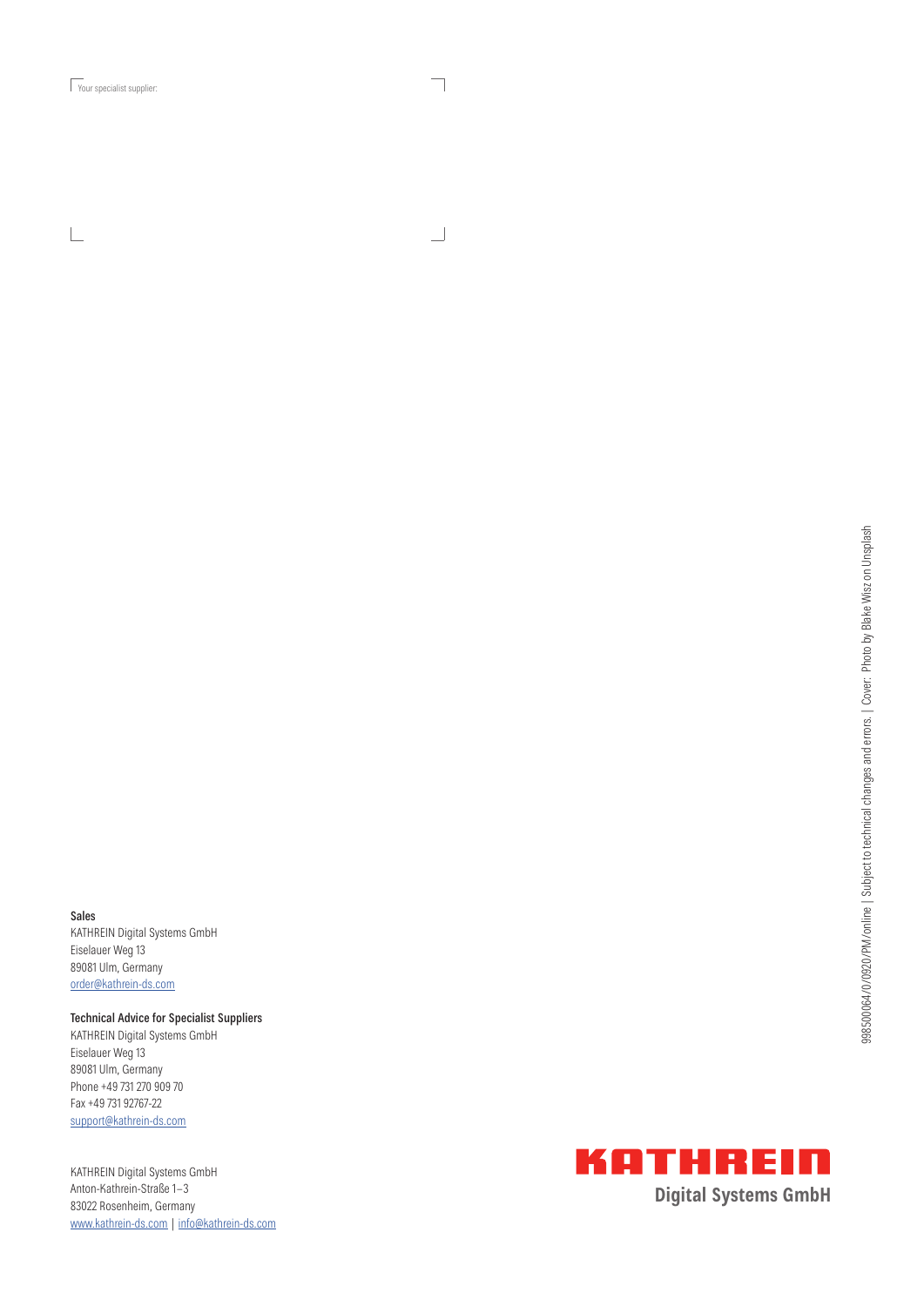Your specialist supplier:

**Sales**
KATHREIN Digital Systems GmbH
Eiselauer Weg 13
89081 Ulm, Germany
order@kathrein-ds.com

**Technical Advice for Specialist Suppliers**
KATHREIN Digital Systems GmbH
Eiselauer Weg 13
89081 Ulm, Germany
Phone +49 731 270 909 70
Fax +49 731 92767-22
support@kathrein-ds.com

KATHREIN Digital Systems GmbH
Anton-Kathrein-Straße 1–3
83022 Rosenheim, Germany
www.kathrein-ds.com | info@kathrein-ds.com

KATHREIN
Digital Systems GmbH

998500064/0/0920/PM/online | Subject to technical changes and errors. | Cover: Photo by Blake Wisz on Unsplash